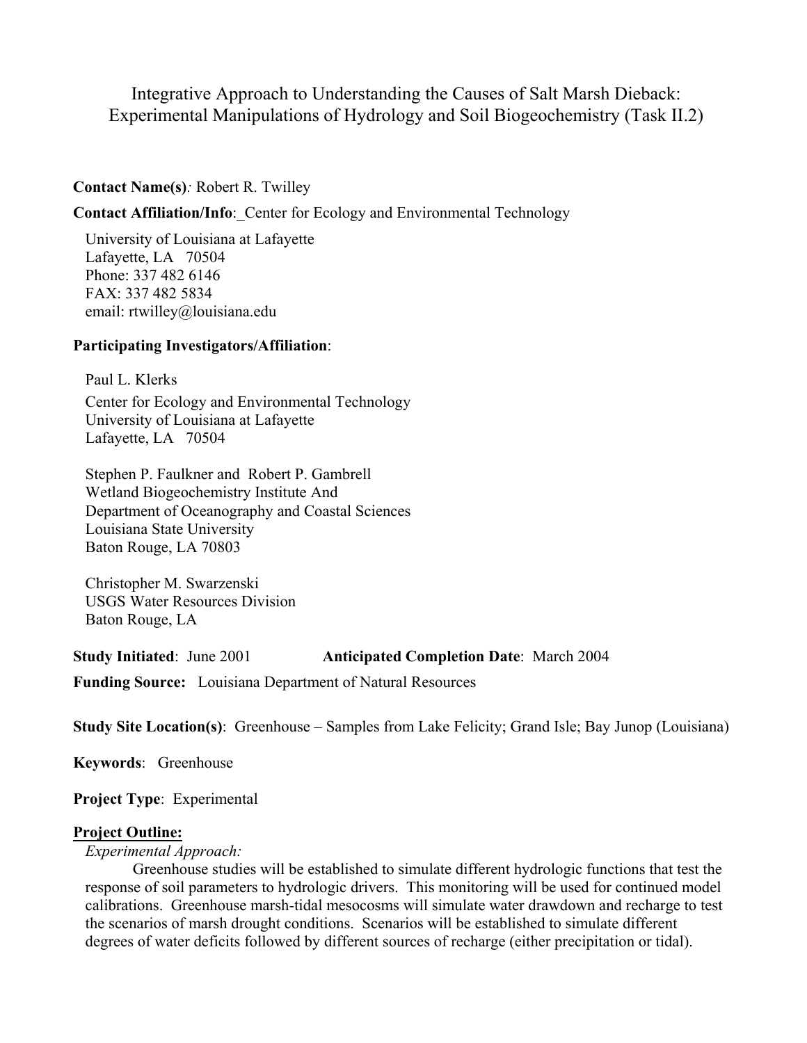# Integrative Approach to Understanding the Causes of Salt Marsh Dieback: Experimental Manipulations of Hydrology and Soil Biogeochemistry (Task II.2)

**Contact Name(s)***:* Robert R. Twilley

**Contact Affiliation/Info**: Center for Ecology and Environmental Technology

University of Louisiana at Lafayette
Lafayette, LA 70504
Phone: 337 482 6146
FAX: 337 482 5834
email: rtwilley@louisiana.edu

**Participating Investigators/Affiliation**:

Paul L. Klerks
Center for Ecology and Environmental Technology
University of Louisiana at Lafayette
Lafayette, LA 70504

Stephen P. Faulkner and Robert P. Gambrell
Wetland Biogeochemistry Institute And
Department of Oceanography and Coastal Sciences
Louisiana State University
Baton Rouge, LA 70803

Christopher M. Swarzenski
USGS Water Resources Division
Baton Rouge, LA

**Study Initiated**: June 2001 **Anticipated Completion Date**: March 2004

**Funding Source:** Louisiana Department of Natural Resources

**Study Site Location(s)**: Greenhouse – Samples from Lake Felicity; Grand Isle; Bay Junop (Louisiana)

**Keywords**: Greenhouse

**Project Type**: Experimental

## Project Outline:

*Experimental Approach:*

Greenhouse studies will be established to simulate different hydrologic functions that test the response of soil parameters to hydrologic drivers. This monitoring will be used for continued model calibrations. Greenhouse marsh-tidal mesocosms will simulate water drawdown and recharge to test the scenarios of marsh drought conditions. Scenarios will be established to simulate different degrees of water deficits followed by different sources of recharge (either precipitation or tidal).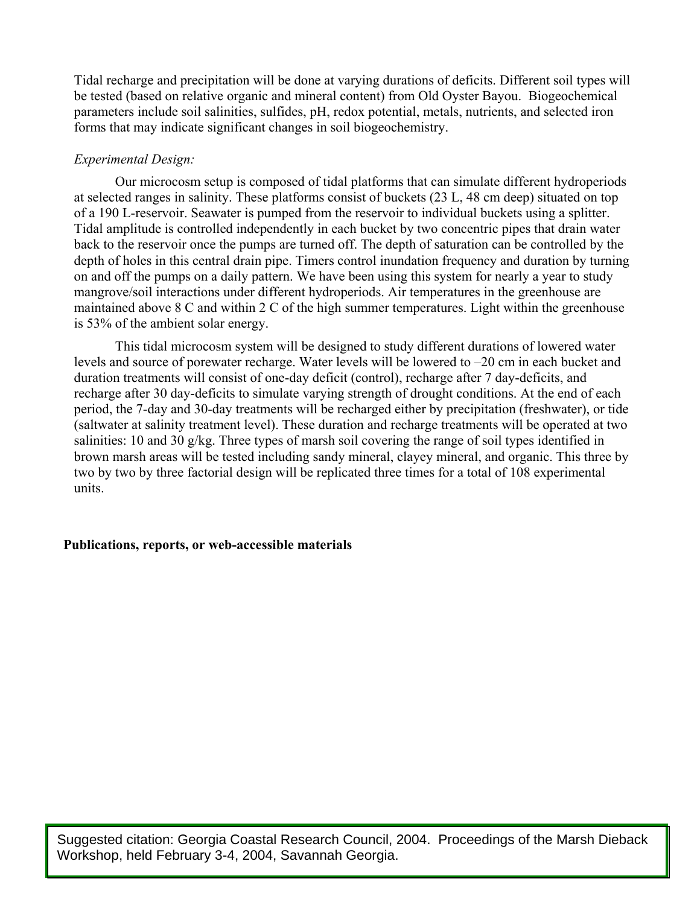Tidal recharge and precipitation will be done at varying durations of deficits. Different soil types will be tested (based on relative organic and mineral content) from Old Oyster Bayou. Biogeochemical parameters include soil salinities, sulfides, pH, redox potential, metals, nutrients, and selected iron forms that may indicate significant changes in soil biogeochemistry.

*Experimental Design:*

Our microcosm setup is composed of tidal platforms that can simulate different hydroperiods at selected ranges in salinity. These platforms consist of buckets (23 L, 48 cm deep) situated on top of a 190 L-reservoir. Seawater is pumped from the reservoir to individual buckets using a splitter. Tidal amplitude is controlled independently in each bucket by two concentric pipes that drain water back to the reservoir once the pumps are turned off. The depth of saturation can be controlled by the depth of holes in this central drain pipe. Timers control inundation frequency and duration by turning on and off the pumps on a daily pattern. We have been using this system for nearly a year to study mangrove/soil interactions under different hydroperiods. Air temperatures in the greenhouse are maintained above 8 C and within 2 C of the high summer temperatures. Light within the greenhouse is 53% of the ambient solar energy.

This tidal microcosm system will be designed to study different durations of lowered water levels and source of porewater recharge. Water levels will be lowered to –20 cm in each bucket and duration treatments will consist of one-day deficit (control), recharge after 7 day-deficits, and recharge after 30 day-deficits to simulate varying strength of drought conditions. At the end of each period, the 7-day and 30-day treatments will be recharged either by precipitation (freshwater), or tide (saltwater at salinity treatment level). These duration and recharge treatments will be operated at two salinities: 10 and 30 g/kg. Three types of marsh soil covering the range of soil types identified in brown marsh areas will be tested including sandy mineral, clayey mineral, and organic. This three by two by two by three factorial design will be replicated three times for a total of 108 experimental units.

**Publications, reports, or web-accessible materials**

Suggested citation: Georgia Coastal Research Council, 2004. Proceedings of the Marsh Dieback Workshop, held February 3-4, 2004, Savannah Georgia.